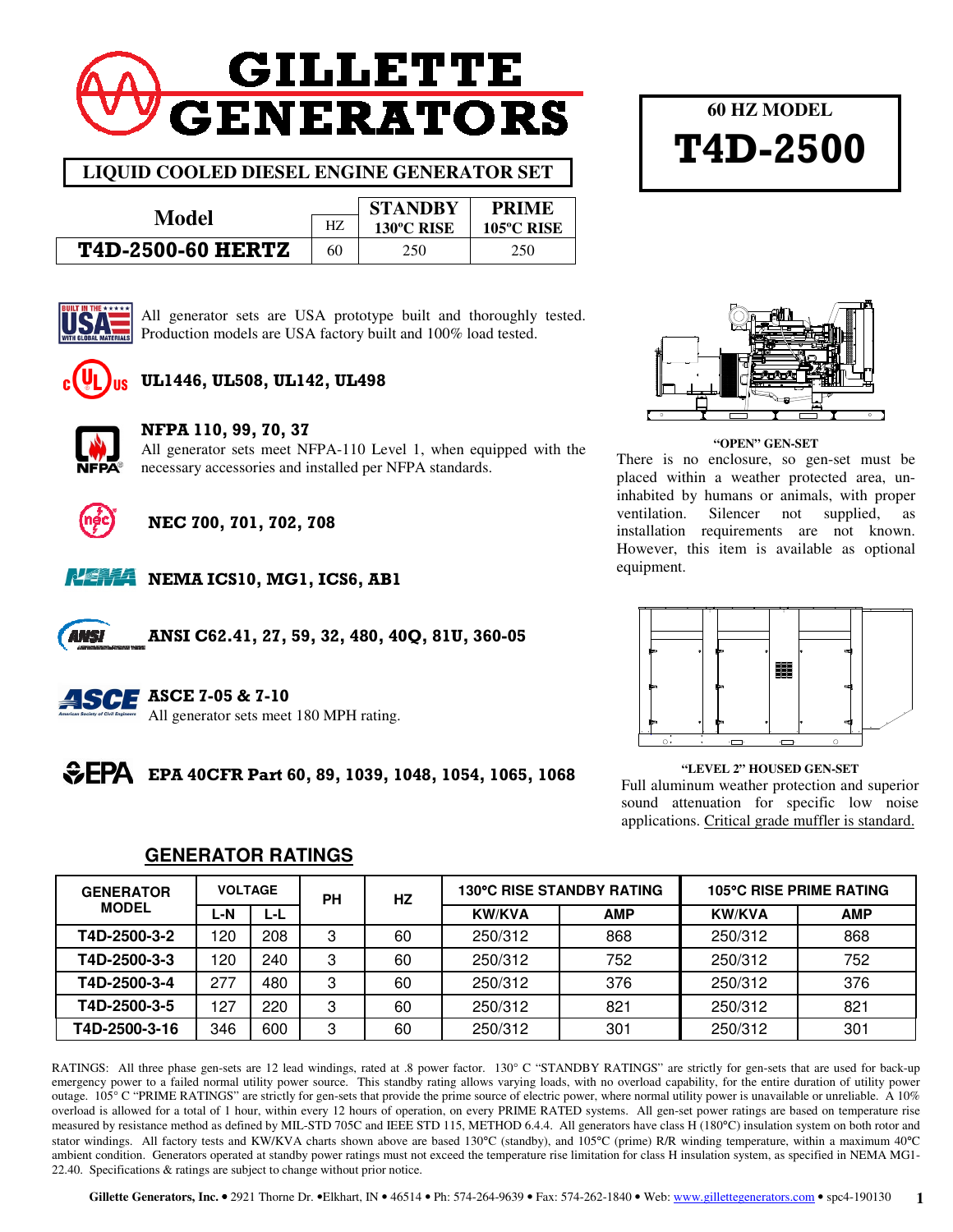# GILLETTE GENERATORS

**LIQUID COOLED DIESEL ENGINE GENERATOR SET**

**60 HZ MODEL**

# T4D-2500

| Model | HZ | STANDBY 130ºC RISE | PRIME 105ºC RISE |
|---|---|---|---|
| **T4D-2500-60 HERTZ** | 60 | 250 | 250 |

All generator sets are USA prototype built and thoroughly tested. Production models are USA factory built and 100% load tested.

**UL1446, UL508, UL142, UL498**

**NFPA 110, 99, 70, 37**
All generator sets meet NFPA-110 Level 1, when equipped with the necessary accessories and installed per NFPA standards.

**NEC 700, 701, 702, 708**

**NEMA ICS10, MG1, ICS6, AB1**

**ANSI C62.41, 27, 59, 32, 480, 40Q, 81U, 360-05**

**ASCE 7-05 & 7-10**
All generator sets meet 180 MPH rating.

**EPA 40CFR Part 60, 89, 1039, 1048, 1054, 1065, 1068**

**"OPEN" GEN-SET**

There is no enclosure, so gen-set must be placed within a weather protected area, uninhabited by humans or animals, with proper ventilation. Silencer not supplied, as installation requirements are not known. However, this item is available as optional equipment.

**"LEVEL 2" HOUSED GEN-SET**

Full aluminum weather protection and superior sound attenuation for specific low noise applications. Critical grade muffler is standard.

## GENERATOR RATINGS

| GENERATOR MODEL | VOLTAGE | | PH | HZ | 130°C RISE STANDBY RATING | | 105°C RISE PRIME RATING | |
|---|---|---|---|---|---|---|---|---|
| | L-N | L-L | | | KW/KVA | AMP | KW/KVA | AMP |
| T4D-2500-3-2 | 120 | 208 | 3 | 60 | 250/312 | 868 | 250/312 | 868 |
| T4D-2500-3-3 | 120 | 240 | 3 | 60 | 250/312 | 752 | 250/312 | 752 |
| T4D-2500-3-4 | 277 | 480 | 3 | 60 | 250/312 | 376 | 250/312 | 376 |
| T4D-2500-3-5 | 127 | 220 | 3 | 60 | 250/312 | 821 | 250/312 | 821 |
| T4D-2500-3-16 | 346 | 600 | 3 | 60 | 250/312 | 301 | 250/312 | 301 |

RATINGS: All three phase gen-sets are 12 lead windings, rated at .8 power factor. 130° C "STANDBY RATINGS" are strictly for gen-sets that are used for back-up emergency power to a failed normal utility power source. This standby rating allows varying loads, with no overload capability, for the entire duration of utility power outage. 105° C "PRIME RATINGS" are strictly for gen-sets that provide the prime source of electric power, where normal utility power is unavailable or unreliable. A 10% overload is allowed for a total of 1 hour, within every 12 hours of operation, on every PRIME RATED systems. All gen-set power ratings are based on temperature rise measured by resistance method as defined by MIL-STD 705C and IEEE STD 115, METHOD 6.4.4. All generators have class H (180°C) insulation system on both rotor and stator windings. All factory tests and KW/KVA charts shown above are based 130°C (standby), and 105°C (prime) R/R winding temperature, within a maximum 40°C ambient condition. Generators operated at standby power ratings must not exceed the temperature rise limitation for class H insulation system, as specified in NEMA MG1-22.40. Specifications & ratings are subject to change without prior notice.

**Gillette Generators, Inc.** • 2921 Thorne Dr. •Elkhart, IN • 46514 • Ph: 574-264-9639 • Fax: 574-262-1840 • Web: www.gillettegenerators.com • spc4-190130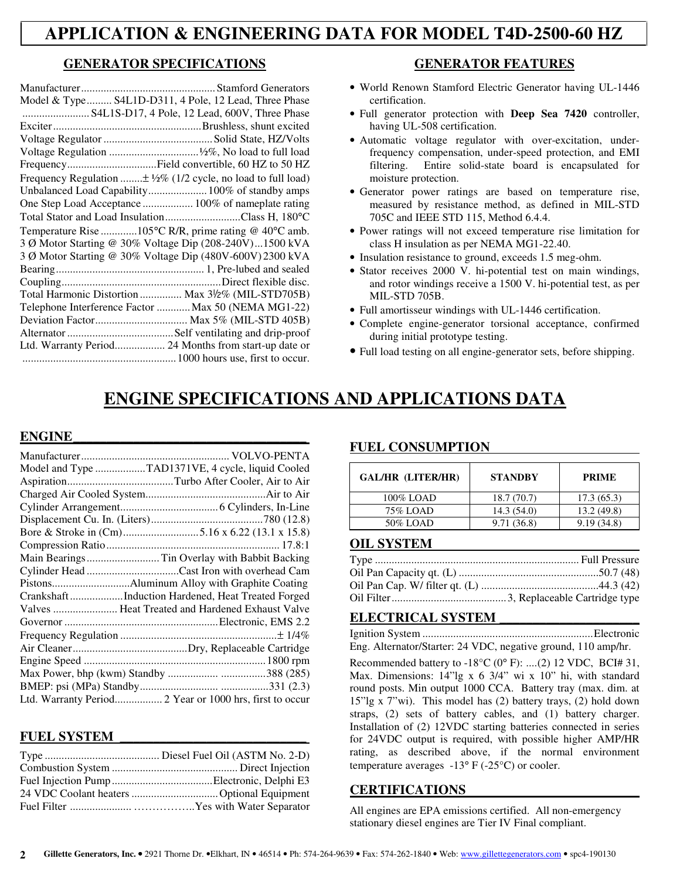# APPLICATION & ENGINEERING DATA FOR MODEL T4D-2500-60 HZ

## GENERATOR SPECIFICATIONS

Manufacturer...............................................Stamford Generators
Model & Type......... S4L1D-D311, 4 Pole, 12 Lead, Three Phase
........................S4L1S-D17, 4 Pole, 12 Lead, 600V, Three Phase
Exciter....................................................Brushless, shunt excited
Voltage Regulator .......................................Solid State, HZ/Volts
Voltage Regulation ................................½%, No load to full load
Frequency................................Field convertible, 60 HZ to 50 HZ
Frequency Regulation ........± ½% (1/2 cycle, no load to full load)
Unbalanced Load Capability.....................100% of standby amps
One Step Load Acceptance .................. 100% of nameplate rating
Total Stator and Load Insulation...........................Class H, 180°C
Temperature Rise .............105°C R/R, prime rating @ 40°C amb.
3 Ø Motor Starting @ 30% Voltage Dip (208-240V)...1500 kVA
3 Ø Motor Starting @ 30% Voltage Dip (480V-600V) 2300 kVA
Bearing.................................................... 1, Pre-lubed and sealed
Coupling.........................................................Direct flexible disc.
Total Harmonic Distortion ............... Max 3½% (MIL-STD705B)
Telephone Interference Factor ............ Max 50 (NEMA MG1-22)
Deviation Factor................................. Max 5% (MIL-STD 405B)
Alternator ......................................Self ventilating and drip-proof
Ltd. Warranty Period.................. 24 Months from start-up date or
.......................................................1000 hours use, first to occur.

## GENERATOR FEATURES

- World Renown Stamford Electric Generator having UL-1446 certification.
- Full generator protection with **Deep Sea 7420** controller, having UL-508 certification.
- Automatic voltage regulator with over-excitation, under-frequency compensation, under-speed protection, and EMI filtering. Entire solid-state board is encapsulated for moisture protection.
- Generator power ratings are based on temperature rise, measured by resistance method, as defined in MIL-STD 705C and IEEE STD 115, Method 6.4.4.
- Power ratings will not exceed temperature rise limitation for class H insulation as per NEMA MG1-22.40.
- Insulation resistance to ground, exceeds 1.5 meg-ohm.
- Stator receives 2000 V. hi-potential test on main windings, and rotor windings receive a 1500 V. hi-potential test, as per MIL-STD 705B.
- Full amortisseur windings with UL-1446 certification.
- Complete engine-generator torsional acceptance, confirmed during initial prototype testing.
- Full load testing on all engine-generator sets, before shipping.

# ENGINE SPECIFICATIONS AND APPLICATIONS DATA

## ENGINE

Manufacturer.................................................... VOLVO-PENTA
Model and Type ..................TAD1371VE, 4 cycle, liquid Cooled
Aspiration......................................Turbo After Cooler, Air to Air
Charged Air Cooled System...........................................Air to Air
Cylinder Arrangement.................................. 6 Cylinders, In-Line
Displacement Cu. In. (Liters)........................................780 (12.8)
Bore & Stroke in (Cm)...........................5.16 x 6.22 (13.1 x 15.8)
Compression Ratio............................................................. 17.8:1
Main Bearings.......................... Tin Overlay with Babbit Backing
Cylinder Head .................................Cast Iron with overhead Cam
Pistons...........................Aluminum Alloy with Graphite Coating
Crankshaft...................Induction Hardened, Heat Treated Forged
Valves ....................... Heat Treated and Hardened Exhaust Valve
Governor ......................................................Electronic, EMS 2.2
Frequency Regulation .......................................................± 1/4%
Air Cleaner.........................................Dry, Replaceable Cartridge
Engine Speed ................................................................. 1800 rpm
Max Power, bhp (kwm) Standby ................. ................388 (285)
BMEP: psi (MPa) Standby............................ .................331 (2.3)
Ltd. Warranty Period................. 2 Year or 1000 hrs, first to occur

## FUEL SYSTEM

Type ......................................... Diesel Fuel Oil (ASTM No. 2-D)
Combustion System ............................................ Direct Injection
Fuel Injection Pump....................................Electronic, Delphi E3
24 VDC Coolant heaters ...............................Optional Equipment
Fuel Filter ..................... ……………..Yes with Water Separator

## FUEL CONSUMPTION

| GAL/HR (LITER/HR) | STANDBY | PRIME |
|---|---|---|
| 100% LOAD | 18.7 (70.7) | 17.3 (65.3) |
| 75% LOAD | 14.3 (54.0) | 13.2 (49.8) |
| 50% LOAD | 9.71 (36.8) | 9.19 (34.8) |

## OIL SYSTEM

Type ........................................................................ Full Pressure
Oil Pan Capacity qt. (L) ..................................................50.7 (48)
Oil Pan Cap. W/ filter qt. (L) ..........................................44.3 (42)
Oil Filter.........................................3, Replaceable Cartridge type

## ELECTRICAL SYSTEM

Ignition System ............................................................Electronic
Eng. Alternator/Starter: 24 VDC, negative ground, 110 amp/hr.

Recommended battery to -18°C (0° F): ....(2) 12 VDC, BCI# 31, Max. Dimensions: 14"lg x 6 3/4" wi x 10" hi, with standard round posts. Min output 1000 CCA. Battery tray (max. dim. at 15"lg x 7"wi). This model has (2) battery trays, (2) hold down straps, (2) sets of battery cables, and (1) battery charger. Installation of (2) 12VDC starting batteries connected in series for 24VDC output is required, with possible higher AMP/HR rating, as described above, if the normal environment temperature averages -13° F (-25°C) or cooler.

## CERTIFICATIONS

All engines are EPA emissions certified. All non-emergency stationary diesel engines are Tier IV Final compliant.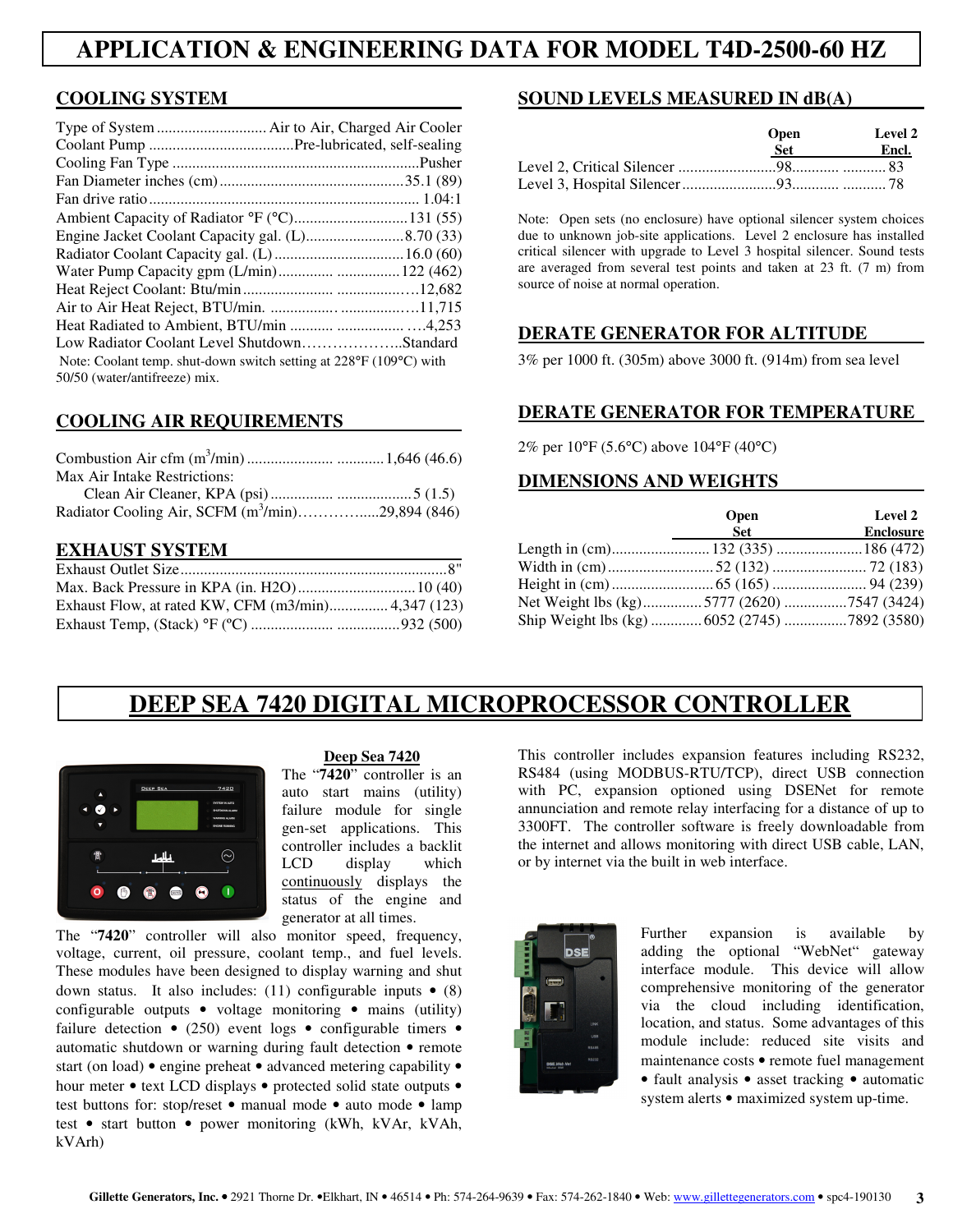# APPLICATION & ENGINEERING DATA FOR MODEL T4D-2500-60 HZ

## COOLING SYSTEM

| | |
|---|---|
| Type of System | Air to Air, Charged Air Cooler |
| Coolant Pump | Pre-lubricated, self-sealing |
| Cooling Fan Type | Pusher |
| Fan Diameter inches (cm) | 35.1 (89) |
| Fan drive ratio | 1.04:1 |
| Ambient Capacity of Radiator °F (°C) | 131 (55) |
| Engine Jacket Coolant Capacity gal. (L) | 8.70 (33) |
| Radiator Coolant Capacity gal. (L) | 16.0 (60) |
| Water Pump Capacity gpm (L/min) | 122 (462) |
| Heat Reject Coolant: Btu/min | 12,682 |
| Air to Air Heat Reject, BTU/min. | 11,715 |
| Heat Radiated to Ambient, BTU/min | 4,253 |
| Low Radiator Coolant Level Shutdown | Standard |

Note: Coolant temp. shut-down switch setting at 228°F (109°C) with 50/50 (water/antifreeze) mix.

## COOLING AIR REQUIREMENTS

| | |
|---|---|
| Combustion Air cfm ($m^3$/min) | 1,646 (46.6) |
| Max Air Intake Restrictions: | |
| Clean Air Cleaner, KPA (psi) | 5 (1.5) |
| Radiator Cooling Air, SCFM ($m^3$/min) | 29,894 (846) |

## EXHAUST SYSTEM

| | |
|---|---|
| Exhaust Outlet Size | 8" |
| Max. Back Pressure in KPA (in. H2O) | 10 (40) |
| Exhaust Flow, at rated KW, CFM (m3/min) | 4,347 (123) |
| Exhaust Temp, (Stack) °F (°C) | 932 (500) |

## SOUND LEVELS MEASURED IN dB(A)

| | Open Set | Level 2 Encl. |
|---|---|---|
| Level 2, Critical Silencer | 98 | 83 |
| Level 3, Hospital Silencer | 93 | 78 |

Note: Open sets (no enclosure) have optional silencer system choices due to unknown job-site applications. Level 2 enclosure has installed critical silencer with upgrade to Level 3 hospital silencer. Sound tests are averaged from several test points and taken at 23 ft. (7 m) from source of noise at normal operation.

## DERATE GENERATOR FOR ALTITUDE

3% per 1000 ft. (305m) above 3000 ft. (914m) from sea level

## DERATE GENERATOR FOR TEMPERATURE

2% per 10°F (5.6°C) above 104°F (40°C)

## DIMENSIONS AND WEIGHTS

| | Open Set | Level 2 Enclosure |
|---|---|---|
| Length in (cm) | 132 (335) | 186 (472) |
| Width in (cm) | 52 (132) | 72 (183) |
| Height in (cm) | 65 (165) | 94 (239) |
| Net Weight lbs (kg) | 5777 (2620) | 7547 (3424) |
| Ship Weight lbs (kg) | 6052 (2745) | 7892 (3580) |

# DEEP SEA 7420 DIGITAL MICROPROCESSOR CONTROLLER

### Deep Sea 7420

The "**7420**" controller is an auto start mains (utility) failure module for single gen-set applications. This controller includes a backlit LCD display which continuously displays the status of the engine and generator at all times.

The "**7420**" controller will also monitor speed, frequency, voltage, current, oil pressure, coolant temp., and fuel levels. These modules have been designed to display warning and shut down status. It also includes: (11) configurable inputs • (8) configurable outputs • voltage monitoring • mains (utility) failure detection • (250) event logs • configurable timers • automatic shutdown or warning during fault detection • remote start (on load) • engine preheat • advanced metering capability • hour meter • text LCD displays • protected solid state outputs • test buttons for: stop/reset • manual mode • auto mode • lamp test • start button • power monitoring (kWh, kVAr, kVAh, kVArh)

This controller includes expansion features including RS232, RS484 (using MODBUS-RTU/TCP), direct USB connection with PC, expansion optioned using DSENet for remote annunciation and remote relay interfacing for a distance of up to 3300FT. The controller software is freely downloadable from the internet and allows monitoring with direct USB cable, LAN, or by internet via the built in web interface.

Further expansion is available by adding the optional "WebNet" gateway interface module. This device will allow comprehensive monitoring of the generator via the cloud including identification, location, and status. Some advantages of this module include: reduced site visits and maintenance costs • remote fuel management • fault analysis • asset tracking • automatic system alerts • maximized system up-time.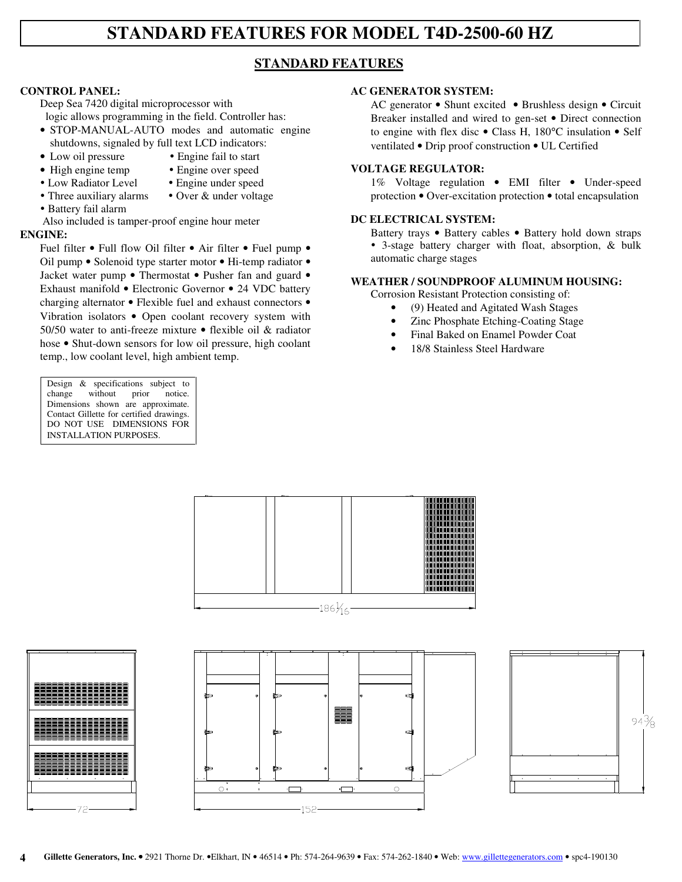# STANDARD FEATURES FOR MODEL T4D-2500-60 HZ

## STANDARD FEATURES

**CONTROL PANEL:**

Deep Sea 7420 digital microprocessor with logic allows programming in the field. Controller has:

- STOP-MANUAL-AUTO modes and automatic engine shutdowns, signaled by full text LCD indicators:
- Low oil pressure
- Engine fail to start
- High engine temp
- Engine over speed
- Low Radiator Level
- Engine under speed
- Three auxiliary alarms
- Over & under voltage
- Battery fail alarm

Also included is tamper-proof engine hour meter

**ENGINE:**

Fuel filter • Full flow Oil filter • Air filter • Fuel pump • Oil pump • Solenoid type starter motor • Hi-temp radiator • Jacket water pump • Thermostat • Pusher fan and guard • Exhaust manifold • Electronic Governor • 24 VDC battery charging alternator • Flexible fuel and exhaust connectors • Vibration isolators • Open coolant recovery system with 50/50 water to anti-freeze mixture • flexible oil & radiator hose • Shut-down sensors for low oil pressure, high coolant temp., low coolant level, high ambient temp.

Design & specifications subject to change without prior notice. Dimensions shown are approximate. Contact Gillette for certified drawings. DO NOT USE DIMENSIONS FOR INSTALLATION PURPOSES.

**AC GENERATOR SYSTEM:**

AC generator • Shunt excited • Brushless design • Circuit Breaker installed and wired to gen-set • Direct connection to engine with flex disc • Class H, 180°C insulation • Self ventilated • Drip proof construction • UL Certified

**VOLTAGE REGULATOR:**

1% Voltage regulation • EMI filter • Under-speed protection • Over-excitation protection • total encapsulation

**DC ELECTRICAL SYSTEM:**

Battery trays • Battery cables • Battery hold down straps • 3-stage battery charger with float, absorption, & bulk automatic charge stages

**WEATHER / SOUNDPROOF ALUMINUM HOUSING:**

Corrosion Resistant Protection consisting of:

- (9) Heated and Agitated Wash Stages
- Zinc Phosphate Etching-Coating Stage
- Final Baked on Enamel Powder Coat
- 18/8 Stainless Steel Hardware

186 1/16

72

152

94 3/8

**Gillette Generators, Inc.** • 2921 Thorne Dr. •Elkhart, IN • 46514 • Ph: 574-264-9639 • Fax: 574-262-1840 • Web: www.gillettegenerators.com • spc4-190130